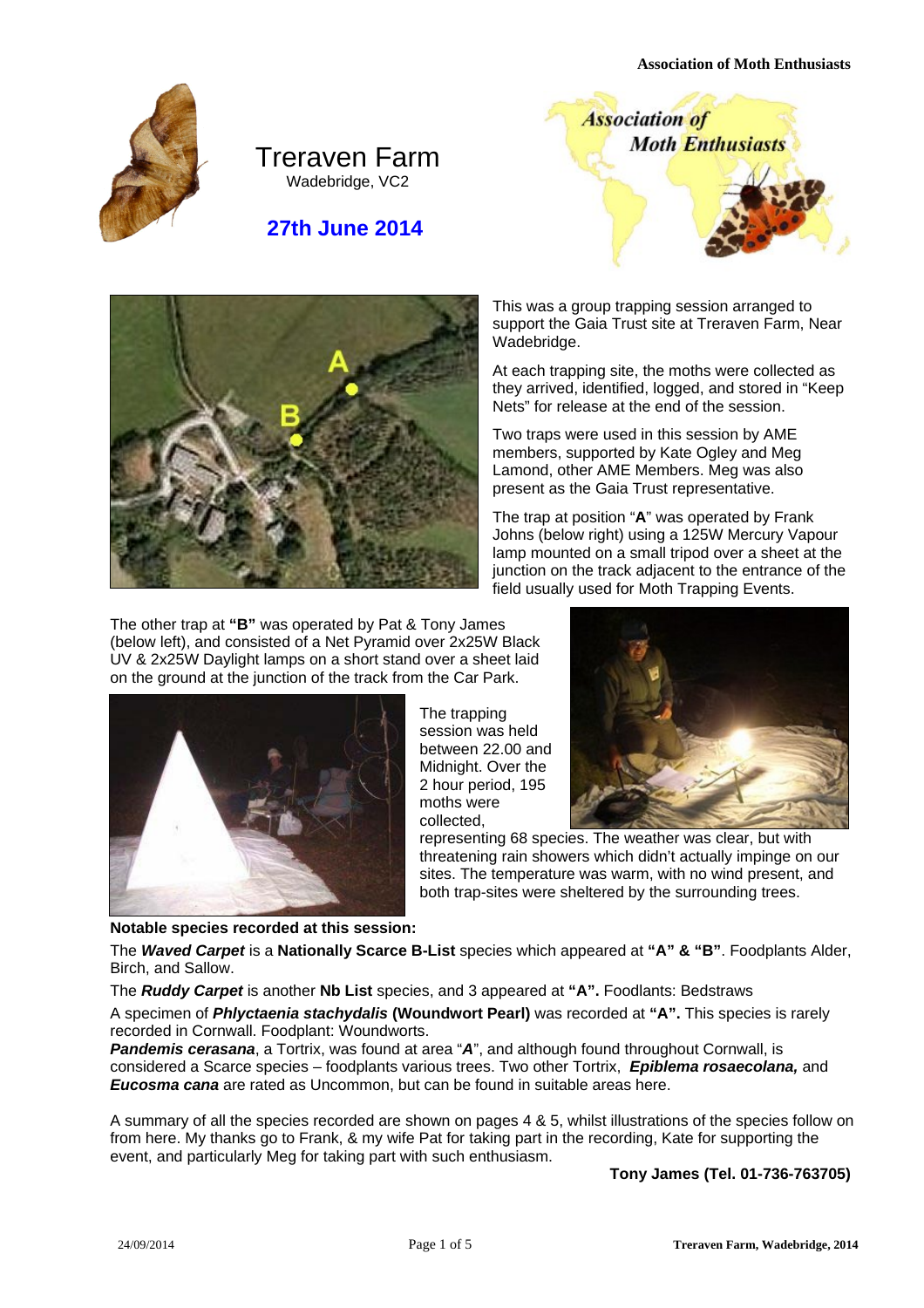# Treraven Farm

Wadebridge, VC2

## 27th June 2014

This was a group trapping session arranged to support the Gaia Trust site at Treraven Farm, Near Wadebridge.

At each trapping site, the moths were collected as they arrived, identified, logged, and stored in "Keep Nets" for release at the end of the session.

Two traps were used in this session by AME members, supported by Kate Ogley and Meg Lamond, other AME Members. Meg was also present as the Gaia Trust representative.

The trap at position "**A**" was operated by Frank Johns (below right) using a 125W Mercury Vapour lamp mounted on a small tripod over a sheet at the junction on the track adjacent to the entrance of the field usually used for Moth Trapping Events.

The other trap at **"B"** was operated by Pat & Tony James (below left), and consisted of a Net Pyramid over 2x25W Black UV & 2x25W Daylight lamps on a short stand over a sheet laid on the ground at the junction of the track from the Car Park.

The trapping session was held between 22.00 and Midnight. Over the 2 hour period, 195 moths were collected, representing 68 species. The weather was clear, but with threatening rain showers which didn't actually impinge on our sites. The temperature was warm, with no wind present, and both trap-sites were sheltered by the surrounding trees.

**Notable species recorded at this session:**

The ***Waved Carpet*** is a **Nationally Scarce B-List** species which appeared at **"A" & "B"**. Foodplants Alder, Birch, and Sallow.

The ***Ruddy Carpet*** is another **Nb List** species, and 3 appeared at **"A".** Foodlants: Bedstraws

A specimen of ***Phlyctaenia stachydalis*** **(Woundwort Pearl)** was recorded at **"A".** This species is rarely recorded in Cornwall. Foodplant: Woundworts.

***Pandemis cerasana***, a Tortrix, was found at area "***A***", and although found throughout Cornwall, is considered a Scarce species – foodplants various trees. Two other Tortrix, ***Epiblema rosaecolana,*** and ***Eucosma cana*** are rated as Uncommon, but can be found in suitable areas here.

A summary of all the species recorded are shown on pages 4 & 5, whilst illustrations of the species follow on from here. My thanks go to Frank, & my wife Pat for taking part in the recording, Kate for supporting the event, and particularly Meg for taking part with such enthusiasm.

**Tony James (Tel. 01-736-763705)**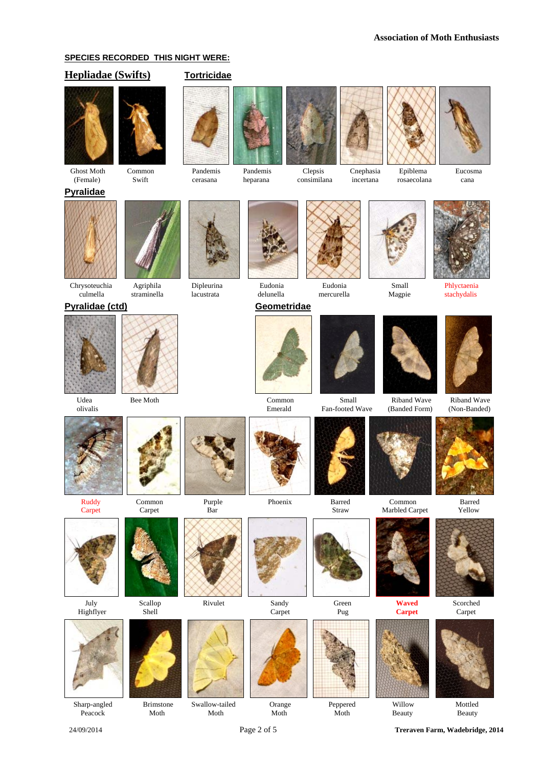**Association of Moth Enthusiasts**

**SPECIES RECORDED THIS NIGHT WERE:**

## Hepliadae (Swifts)

Ghost Moth (Female)

Common Swift

## Tortricidae

Pandemis cerasana

Pandemis heparana

Clepsis consimilana

Cnephasia incertana

Epiblema rosaecolana

Eucosma cana

## Pyralidae

Chrysoteuchia culmella

Agriphila straminella

Dipleurina lacustrata

Eudonia delunella

Eudonia mercurella

Small Magpie

Phlyctaenia stachydalis

## Pyralidae (ctd)

Udea olivalis

Bee Moth

## Geometridae

Common Emerald

Small Fan-footed Wave

Riband Wave (Banded Form)

Riband Wave (Non-Banded)

Ruddy Carpet

Common Carpet

Purple Bar

Phoenix

Barred Straw

Common Marbled Carpet

Barred Yellow

July Highflyer

Scallop Shell

Rivulet

Sandy Carpet

Green Pug

**Waved Carpet**

Scorched Carpet

Sharp-angled Peacock

Brimstone Moth

Swallow-tailed Moth

Orange Moth

Peppered Moth

Willow Beauty

Mottled Beauty

24/09/2014 — **Treraven Farm, Wadebridge, 2014**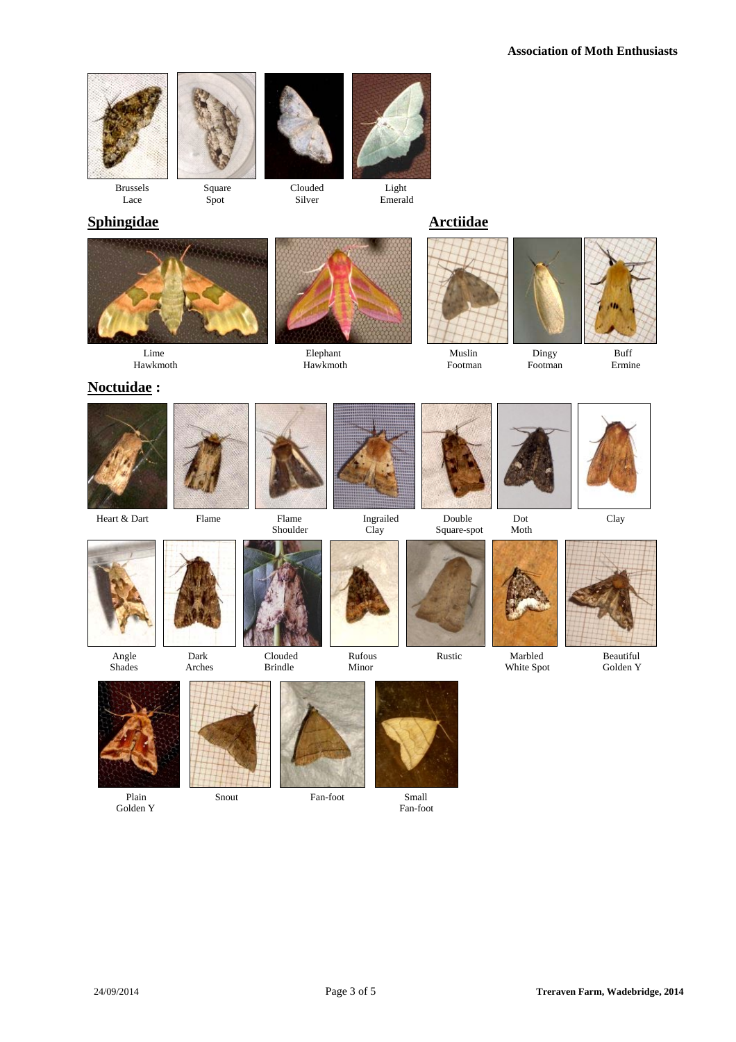Brussels Lace | Square Spot | Clouded Silver | Light Emerald

## Sphingidae

Lime Hawkmoth | Elephant Hawkmoth

## Arctiidae

Muslin Footman | Dingy Footman | Buff Ermine

## Noctuidae :

Heart & Dart | Flame | Flame Shoulder | Ingrailed Clay | Double Square-spot | Dot Moth | Clay

Angle Shades | Dark Arches | Clouded Brindle | Rufous Minor | Rustic | Marbled White Spot | Beautiful Golden Y

Plain Golden Y | Snout | Fan-foot | Small Fan-foot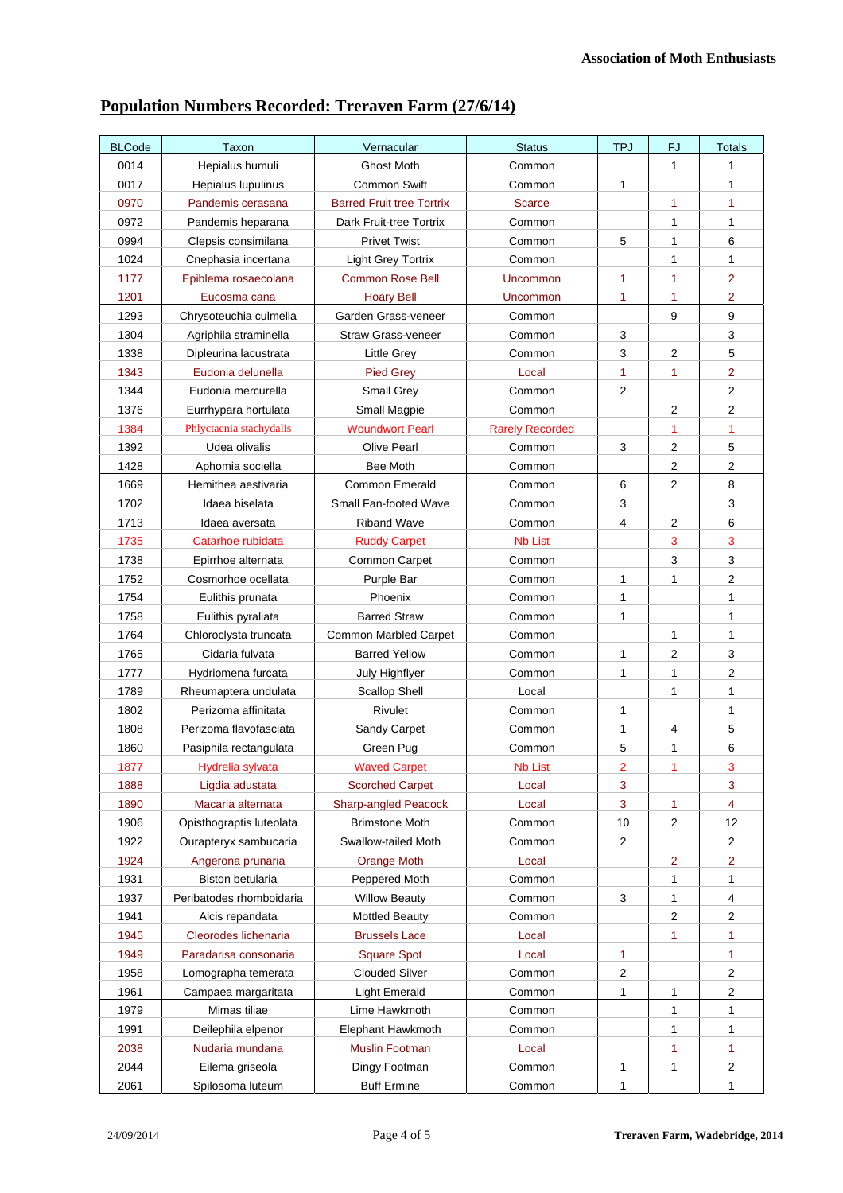## Population Numbers Recorded: Treraven Farm (27/6/14)

| BLCode | Taxon | Vernacular | Status | TPJ | FJ | Totals |
|---|---|---|---|---|---|---|
| 0014 | Hepialus humuli | Ghost Moth | Common | | 1 | 1 |
| 0017 | Hepialus lupulinus | Common Swift | Common | 1 | | 1 |
| 0970 | Pandemis cerasana | Barred Fruit tree Tortrix | Scarce | | 1 | 1 |
| 0972 | Pandemis heparana | Dark Fruit-tree Tortrix | Common | | 1 | 1 |
| 0994 | Clepsis consimilana | Privet Twist | Common | 5 | 1 | 6 |
| 1024 | Cnephasia incertana | Light Grey Tortrix | Common | | 1 | 1 |
| 1177 | Epiblema rosaecolana | Common Rose Bell | Uncommon | 1 | 1 | 2 |
| 1201 | Eucosma cana | Hoary Bell | Uncommon | 1 | 1 | 2 |
| 1293 | Chrysoteuchia culmella | Garden Grass-veneer | Common | | 9 | 9 |
| 1304 | Agriphila straminella | Straw Grass-veneer | Common | 3 | | 3 |
| 1338 | Dipleurina lacustrata | Little Grey | Common | 3 | 2 | 5 |
| 1343 | Eudonia delunella | Pied Grey | Local | 1 | 1 | 2 |
| 1344 | Eudonia mercurella | Small Grey | Common | 2 | | 2 |
| 1376 | Eurrhypara hortulata | Small Magpie | Common | | 2 | 2 |
| 1384 | Phlyctaenia stachydalis | Woundwort Pearl | Rarely Recorded | | 1 | 1 |
| 1392 | Udea olivalis | Olive Pearl | Common | 3 | 2 | 5 |
| 1428 | Aphomia sociella | Bee Moth | Common | | 2 | 2 |
| 1669 | Hemithea aestivaria | Common Emerald | Common | 6 | 2 | 8 |
| 1702 | Idaea biselata | Small Fan-footed Wave | Common | 3 | | 3 |
| 1713 | Idaea aversata | Riband Wave | Common | 4 | 2 | 6 |
| 1735 | Catarhoe rubidata | Ruddy Carpet | Nb List | | 3 | 3 |
| 1738 | Epirrhoe alternata | Common Carpet | Common | | 3 | 3 |
| 1752 | Cosmorhoe ocellata | Purple Bar | Common | 1 | 1 | 2 |
| 1754 | Eulithis prunata | Phoenix | Common | 1 | | 1 |
| 1758 | Eulithis pyraliata | Barred Straw | Common | 1 | | 1 |
| 1764 | Chloroclysta truncata | Common Marbled Carpet | Common | | 1 | 1 |
| 1765 | Cidaria fulvata | Barred Yellow | Common | 1 | 2 | 3 |
| 1777 | Hydriomena furcata | July Highflyer | Common | 1 | 1 | 2 |
| 1789 | Rheumaptera undulata | Scallop Shell | Local | | 1 | 1 |
| 1802 | Perizoma affinitata | Rivulet | Common | 1 | | 1 |
| 1808 | Perizoma flavofasciata | Sandy Carpet | Common | 1 | 4 | 5 |
| 1860 | Pasiphila rectangulata | Green Pug | Common | 5 | 1 | 6 |
| 1877 | Hydrelia sylvata | Waved Carpet | Nb List | 2 | 1 | 3 |
| 1888 | Ligdia adustata | Scorched Carpet | Local | 3 | | 3 |
| 1890 | Macaria alternata | Sharp-angled Peacock | Local | 3 | 1 | 4 |
| 1906 | Opisthograptis luteolata | Brimstone Moth | Common | 10 | 2 | 12 |
| 1922 | Ourapteryx sambucaria | Swallow-tailed Moth | Common | 2 | | 2 |
| 1924 | Angerona prunaria | Orange Moth | Local | | 2 | 2 |
| 1931 | Biston betularia | Peppered Moth | Common | | 1 | 1 |
| 1937 | Peribatodes rhomboidaria | Willow Beauty | Common | 3 | 1 | 4 |
| 1941 | Alcis repandata | Mottled Beauty | Common | | 2 | 2 |
| 1945 | Cleorodes lichenaria | Brussels Lace | Local | | 1 | 1 |
| 1949 | Paradarisa consonaria | Square Spot | Local | 1 | | 1 |
| 1958 | Lomographa temerata | Clouded Silver | Common | 2 | | 2 |
| 1961 | Campaea margaritata | Light Emerald | Common | 1 | 1 | 2 |
| 1979 | Mimas tiliae | Lime Hawkmoth | Common | | 1 | 1 |
| 1991 | Deilephila elpenor | Elephant Hawkmoth | Common | | 1 | 1 |
| 2038 | Nudaria mundana | Muslin Footman | Local | | 1 | 1 |
| 2044 | Eilema griseola | Dingy Footman | Common | 1 | 1 | 2 |
| 2061 | Spilosoma luteum | Buff Ermine | Common | 1 | | 1 |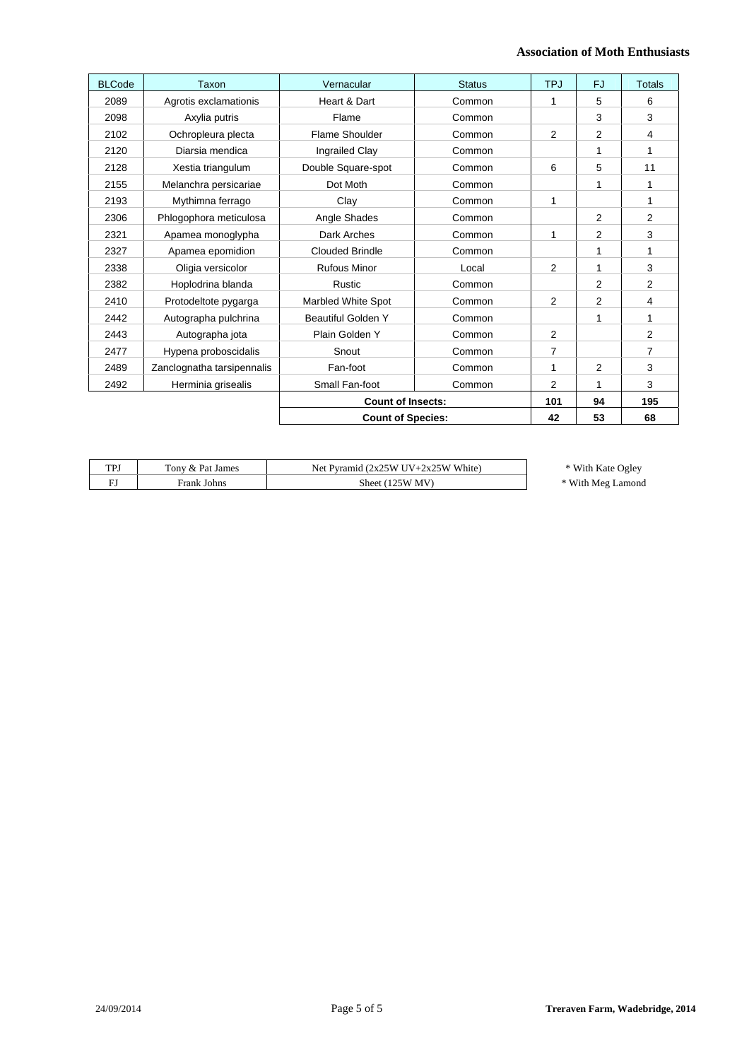| BLCode | Taxon | Vernacular | Status | TPJ | FJ | Totals |
|---|---|---|---|---|---|---|
| 2089 | Agrotis exclamationis | Heart & Dart | Common | 1 | 5 | 6 |
| 2098 | Axylia putris | Flame | Common | | 3 | 3 |
| 2102 | Ochropleura plecta | Flame Shoulder | Common | 2 | 2 | 4 |
| 2120 | Diarsia mendica | Ingrailed Clay | Common | | 1 | 1 |
| 2128 | Xestia triangulum | Double Square-spot | Common | 6 | 5 | 11 |
| 2155 | Melanchra persicariae | Dot Moth | Common | | 1 | 1 |
| 2193 | Mythimna ferrago | Clay | Common | 1 | | 1 |
| 2306 | Phlogophora meticulosa | Angle Shades | Common | | 2 | 2 |
| 2321 | Apamea monoglypha | Dark Arches | Common | 1 | 2 | 3 |
| 2327 | Apamea epomidion | Clouded Brindle | Common | | 1 | 1 |
| 2338 | Oligia versicolor | Rufous Minor | Local | 2 | 1 | 3 |
| 2382 | Hoplodrina blanda | Rustic | Common | | 2 | 2 |
| 2410 | Protodeltote pygarga | Marbled White Spot | Common | 2 | 2 | 4 |
| 2442 | Autographa pulchrina | Beautiful Golden Y | Common | | 1 | 1 |
| 2443 | Autographa jota | Plain Golden Y | Common | 2 | | 2 |
| 2477 | Hypena proboscidalis | Snout | Common | 7 | | 7 |
| 2489 | Zanclognatha tarsipennalis | Fan-foot | Common | 1 | 2 | 3 |
| 2492 | Herminia grisealis | Small Fan-foot | Common | 2 | 1 | 3 |
| | | **Count of Insects:** | | **101** | **94** | **195** |
| | | **Count of Species:** | | **42** | **53** | **68** |

| | | | |
|---|---|---|---|
| TPJ | Tony & Pat James | Net Pyramid (2x25W UV+2x25W White) | * With Kate Ogley |
| FJ | Frank Johns | Sheet (125W MV) | * With Meg Lamond |